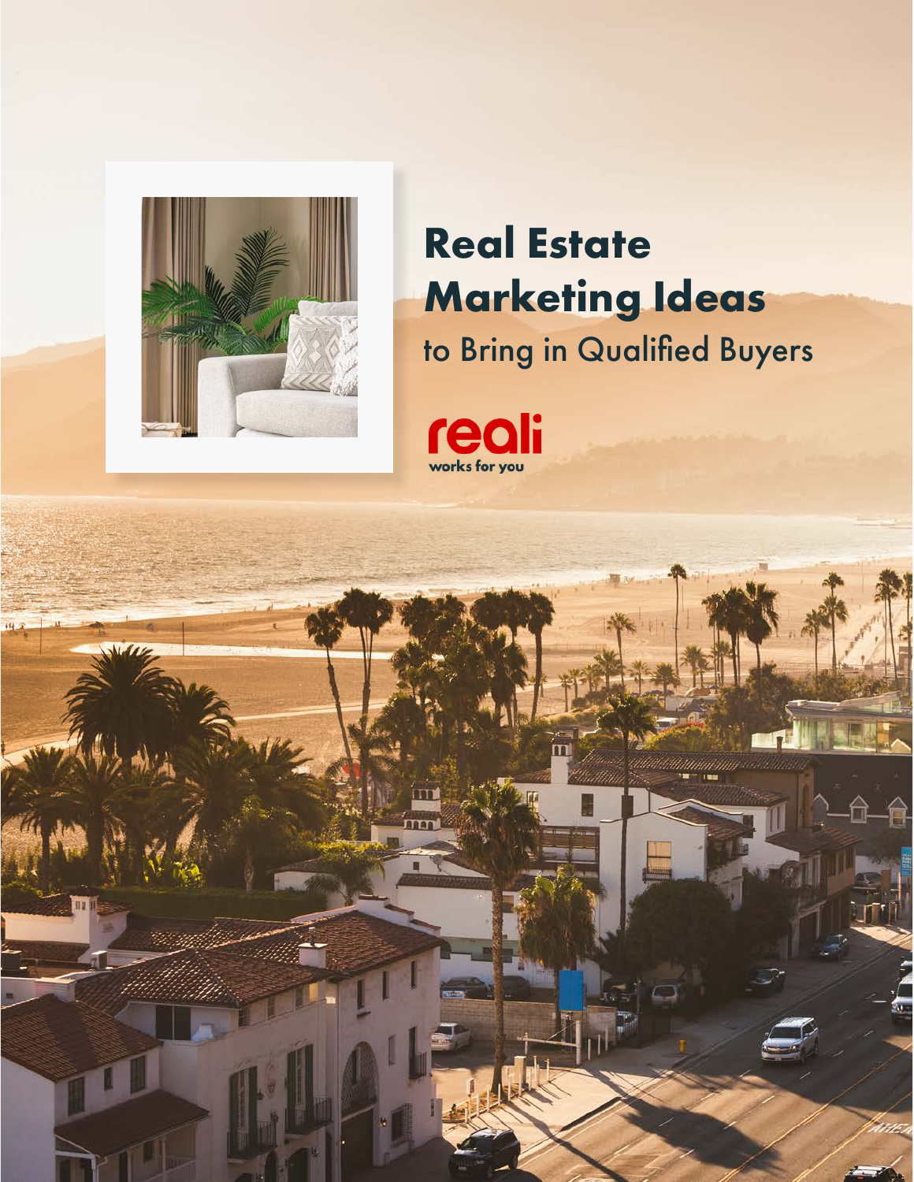# Real Estate Marketing Ideas

to Bring in Qualified Buyers

reali

works for you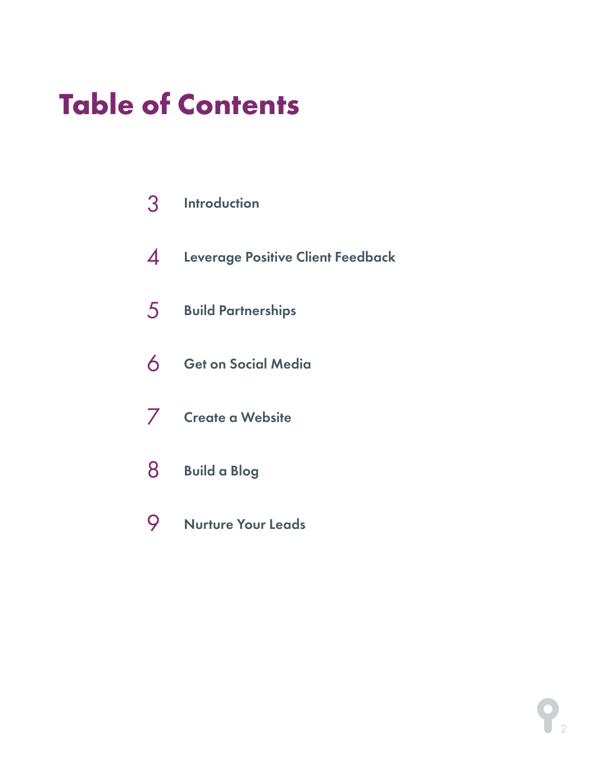# Table of Contents

| | |
|---|---|
| 3 | Introduction |
| 4 | Leverage Positive Client Feedback |
| 5 | Build Partnerships |
| 6 | Get on Social Media |
| 7 | Create a Website |
| 8 | Build a Blog |
| 9 | Nurture Your Leads |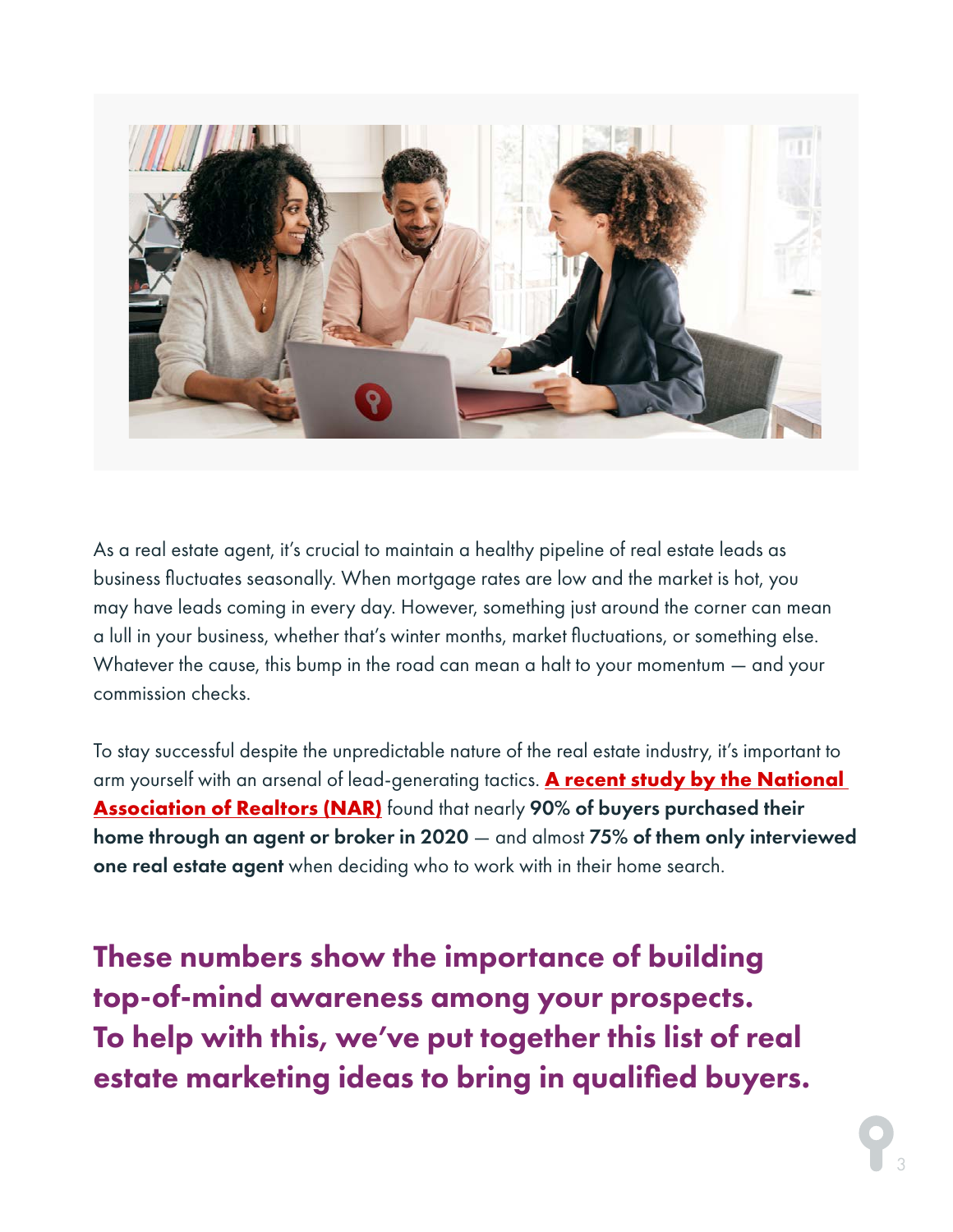As a real estate agent, it's crucial to maintain a healthy pipeline of real estate leads as business fluctuates seasonally. When mortgage rates are low and the market is hot, you may have leads coming in every day. However, something just around the corner can mean a lull in your business, whether that's winter months, market fluctuations, or something else. Whatever the cause, this bump in the road can mean a halt to your momentum — and your commission checks.

To stay successful despite the unpredictable nature of the real estate industry, it's important to arm yourself with an arsenal of lead-generating tactics. **A recent study by the National Association of Realtors (NAR)** found that nearly **90% of buyers purchased their home through an agent or broker in 2020** — and almost **75% of them only interviewed one real estate agent** when deciding who to work with in their home search.

## These numbers show the importance of building top-of-mind awareness among your prospects. To help with this, we've put together this list of real estate marketing ideas to bring in qualified buyers.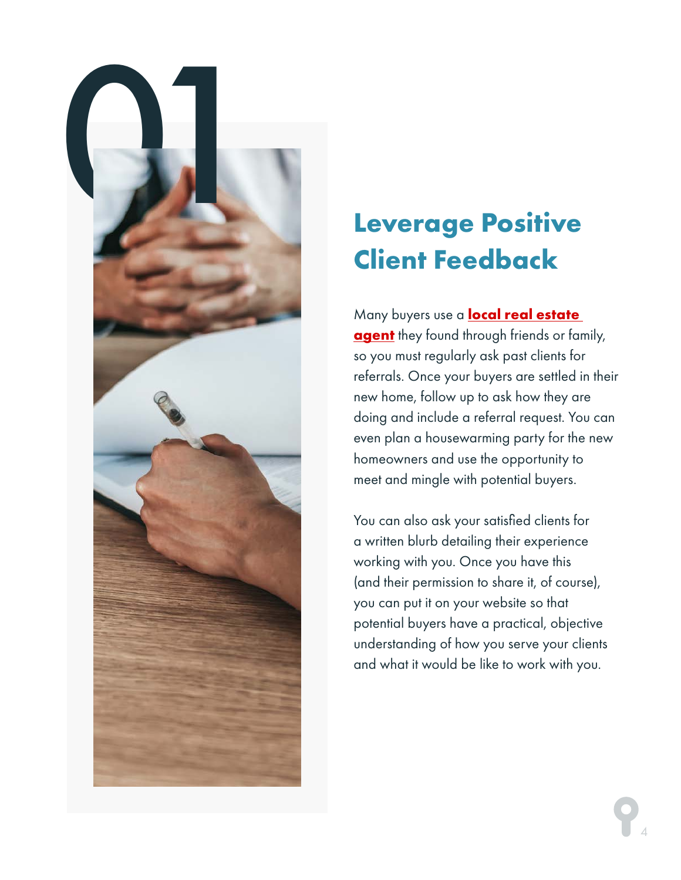# 01

## Leverage Positive Client Feedback

Many buyers use a **local real estate agent** they found through friends or family, so you must regularly ask past clients for referrals. Once your buyers are settled in their new home, follow up to ask how they are doing and include a referral request. You can even plan a housewarming party for the new homeowners and use the opportunity to meet and mingle with potential buyers.

You can also ask your satisfied clients for a written blurb detailing their experience working with you. Once you have this (and their permission to share it, of course), you can put it on your website so that potential buyers have a practical, objective understanding of how you serve your clients and what it would be like to work with you.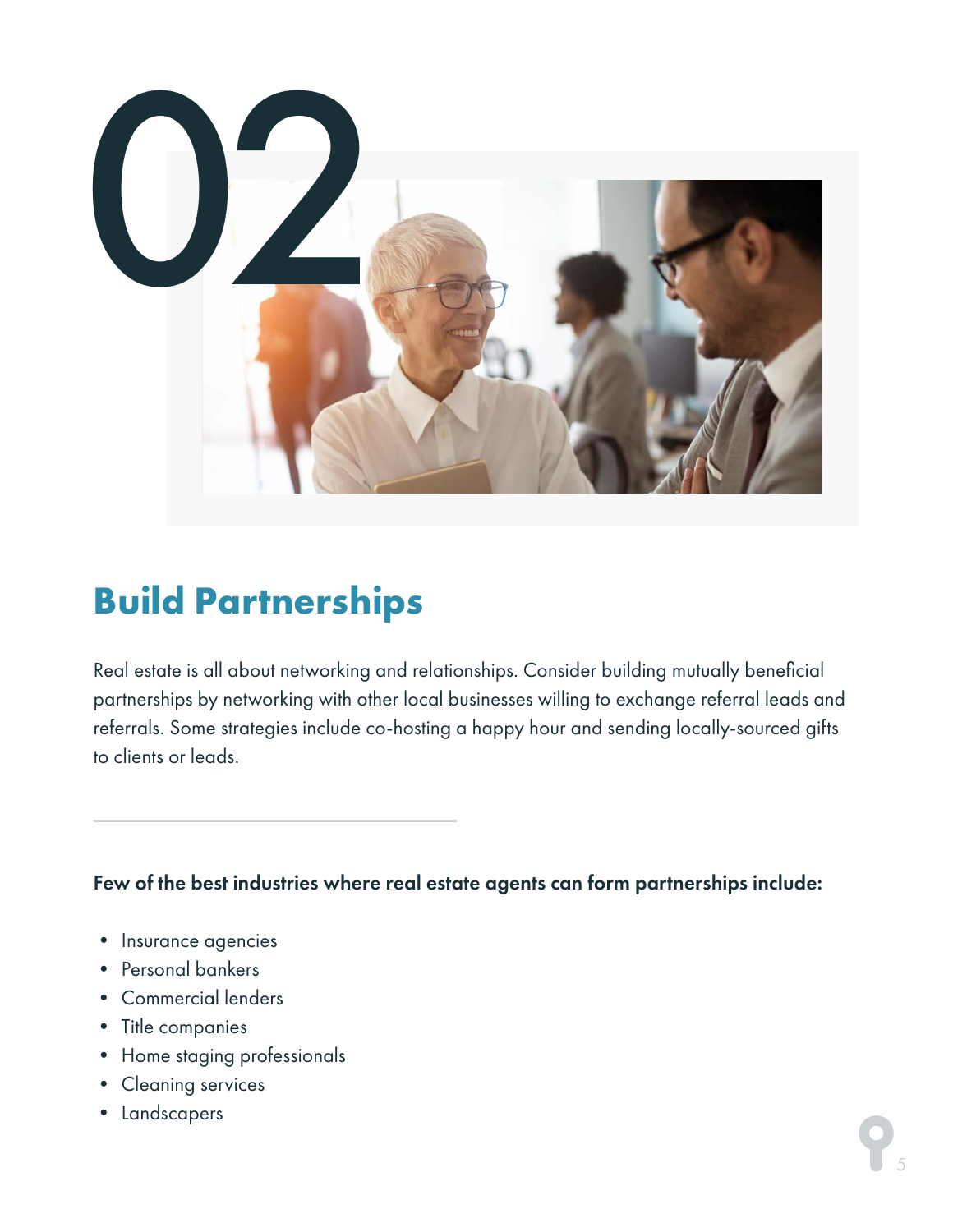# 02

## Build Partnerships

Real estate is all about networking and relationships. Consider building mutually beneficial partnerships by networking with other local businesses willing to exchange referral leads and referrals. Some strategies include co-hosting a happy hour and sending locally-sourced gifts to clients or leads.

**Few of the best industries where real estate agents can form partnerships include:**

- Insurance agencies
- Personal bankers
- Commercial lenders
- Title companies
- Home staging professionals
- Cleaning services
- Landscapers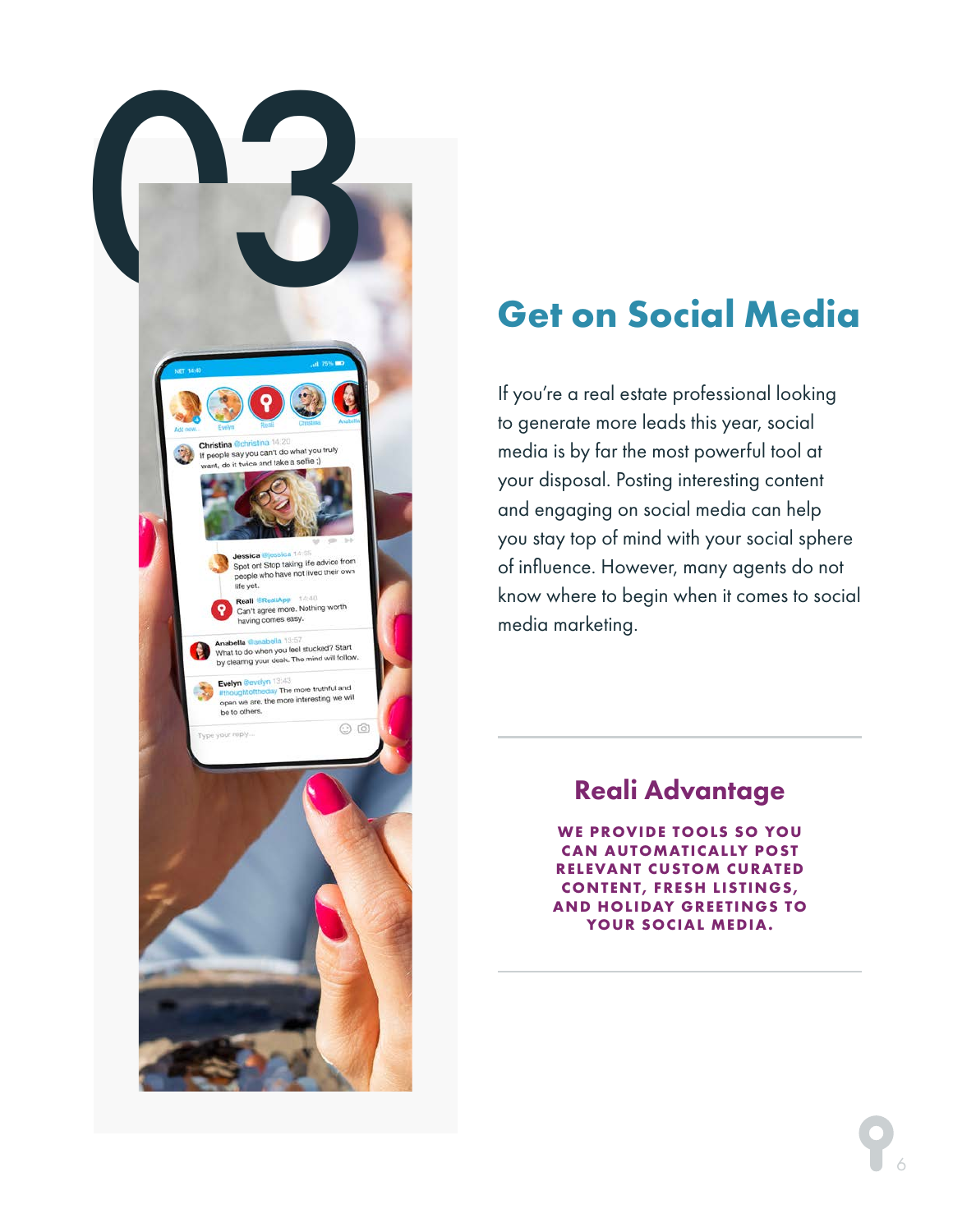03

## Get on Social Media

If you're a real estate professional looking to generate more leads this year, social media is by far the most powerful tool at your disposal. Posting interesting content and engaging on social media can help you stay top of mind with your social sphere of influence. However, many agents do not know where to begin when it comes to social media marketing.

### Reali Advantage

**WE PROVIDE TOOLS SO YOU CAN AUTOMATICALLY POST RELEVANT CUSTOM CURATED CONTENT, FRESH LISTINGS, AND HOLIDAY GREETINGS TO YOUR SOCIAL MEDIA.**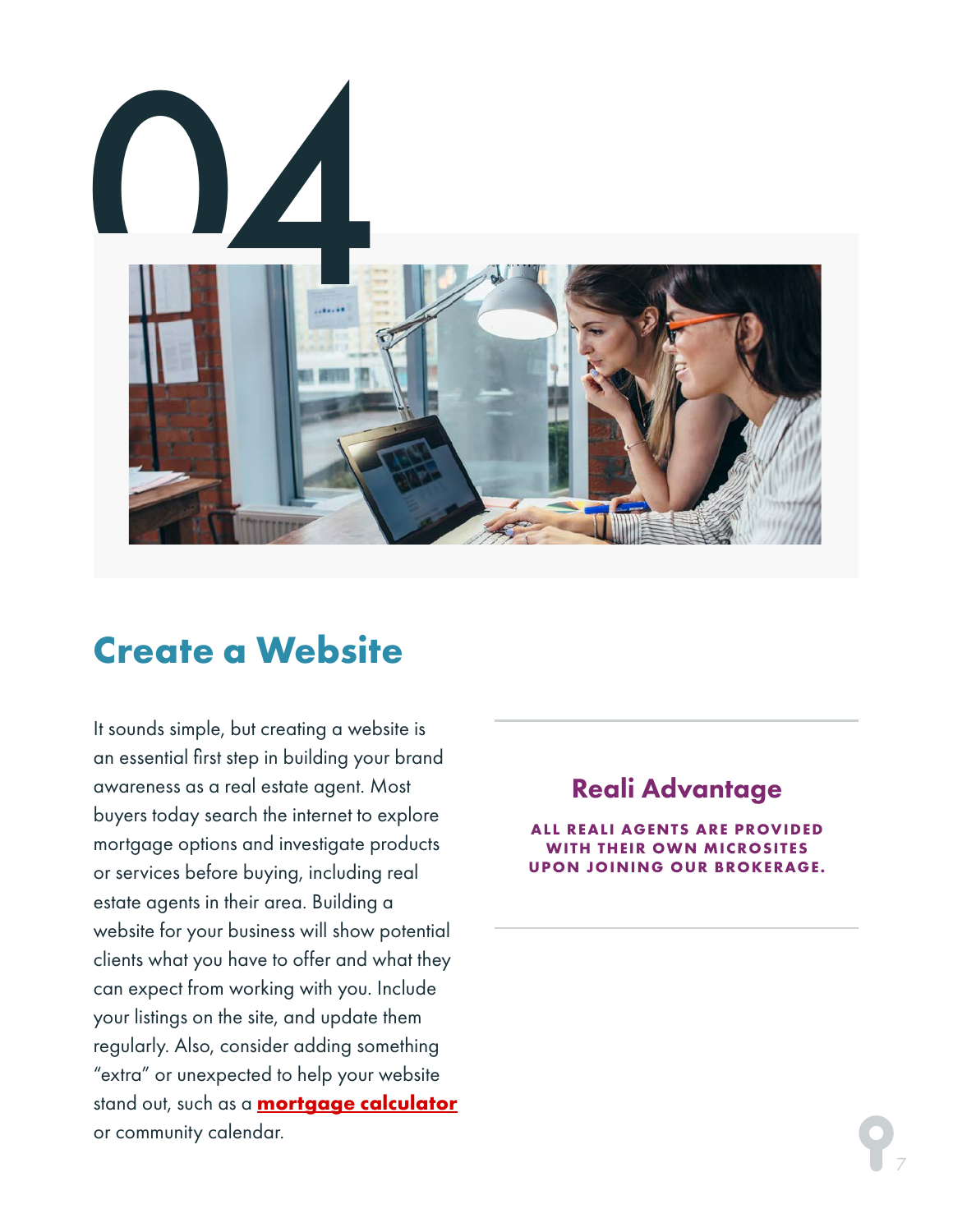# 04

## Create a Website

It sounds simple, but creating a website is an essential first step in building your brand awareness as a real estate agent. Most buyers today search the internet to explore mortgage options and investigate products or services before buying, including real estate agents in their area. Building a website for your business will show potential clients what you have to offer and what they can expect from working with you. Include your listings on the site, and update them regularly. Also, consider adding something "extra" or unexpected to help your website stand out, such as a **mortgage calculator** or community calendar.

### Reali Advantage

**ALL REALI AGENTS ARE PROVIDED WITH THEIR OWN MICROSITES UPON JOINING OUR BROKERAGE.**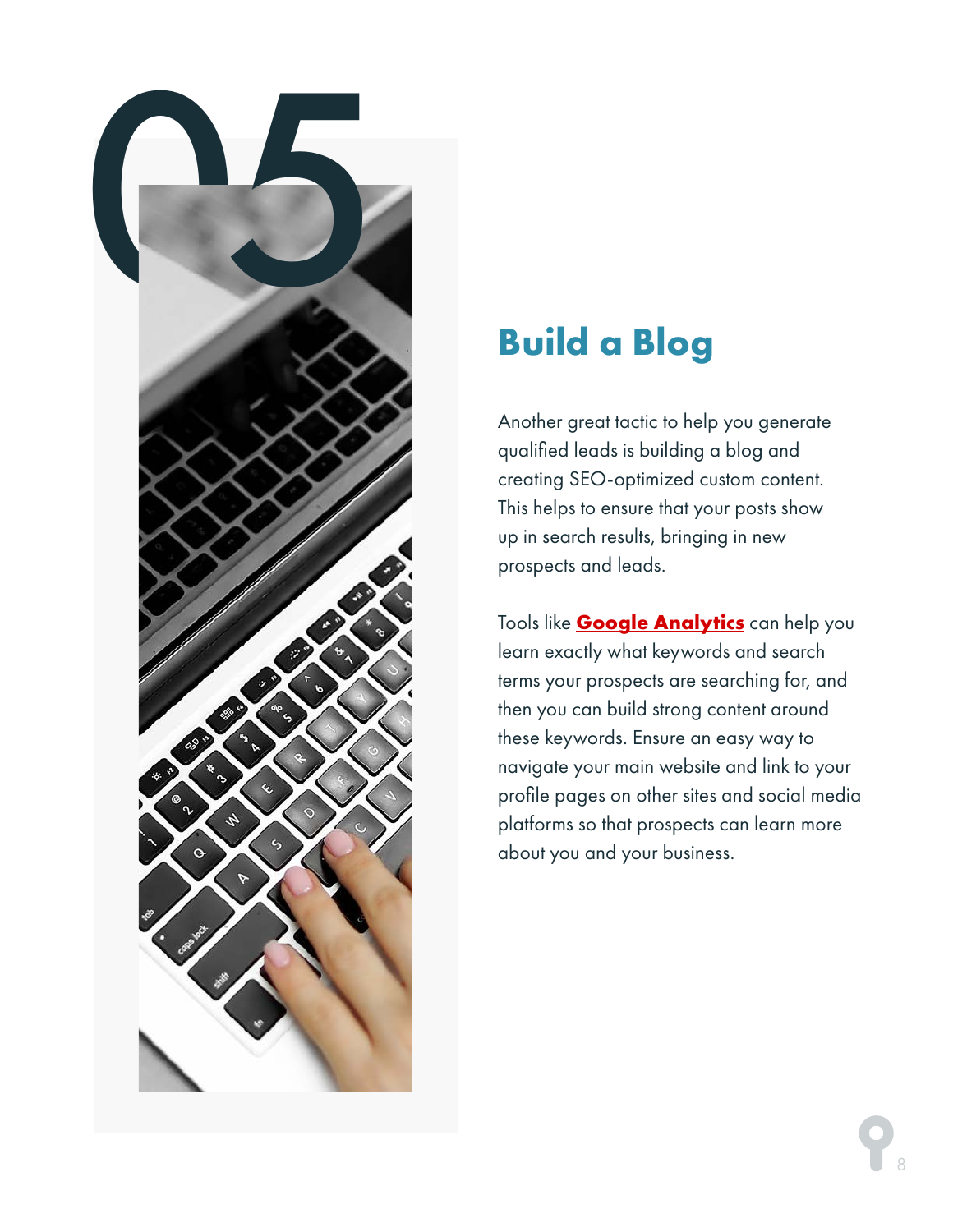05

## Build a Blog

Another great tactic to help you generate qualified leads is building a blog and creating SEO-optimized custom content. This helps to ensure that your posts show up in search results, bringing in new prospects and leads.

Tools like **Google Analytics** can help you learn exactly what keywords and search terms your prospects are searching for, and then you can build strong content around these keywords. Ensure an easy way to navigate your main website and link to your profile pages on other sites and social media platforms so that prospects can learn more about you and your business.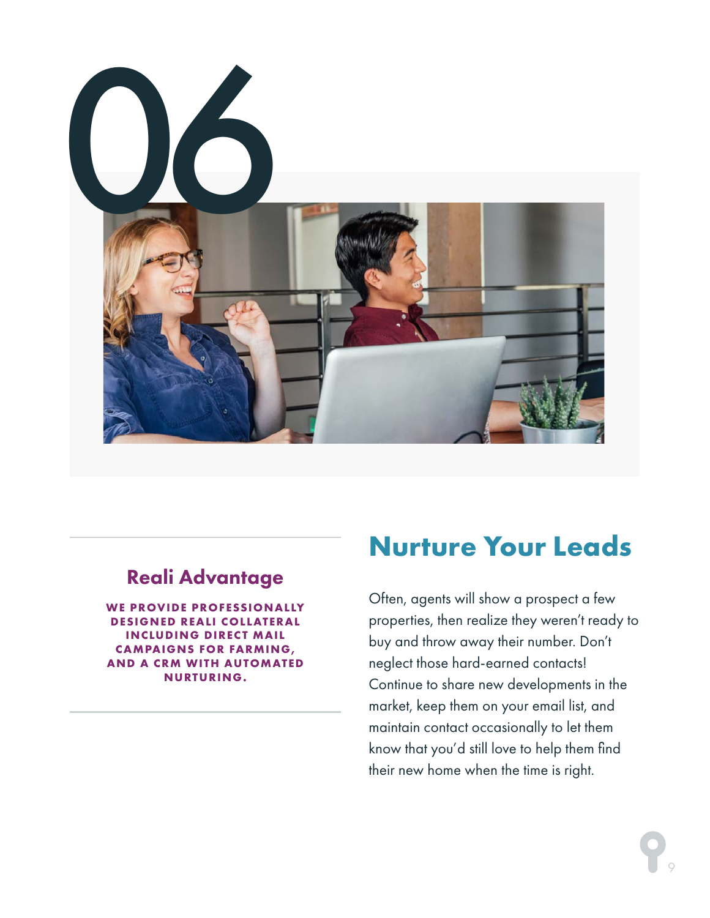# 06

## Nurture Your Leads

Often, agents will show a prospect a few properties, then realize they weren't ready to buy and throw away their number. Don't neglect those hard-earned contacts! Continue to share new developments in the market, keep them on your email list, and maintain contact occasionally to let them know that you'd still love to help them find their new home when the time is right.

### Reali Advantage

**WE PROVIDE PROFESSIONALLY DESIGNED REALI COLLATERAL INCLUDING DIRECT MAIL CAMPAIGNS FOR FARMING, AND A CRM WITH AUTOMATED NURTURING.**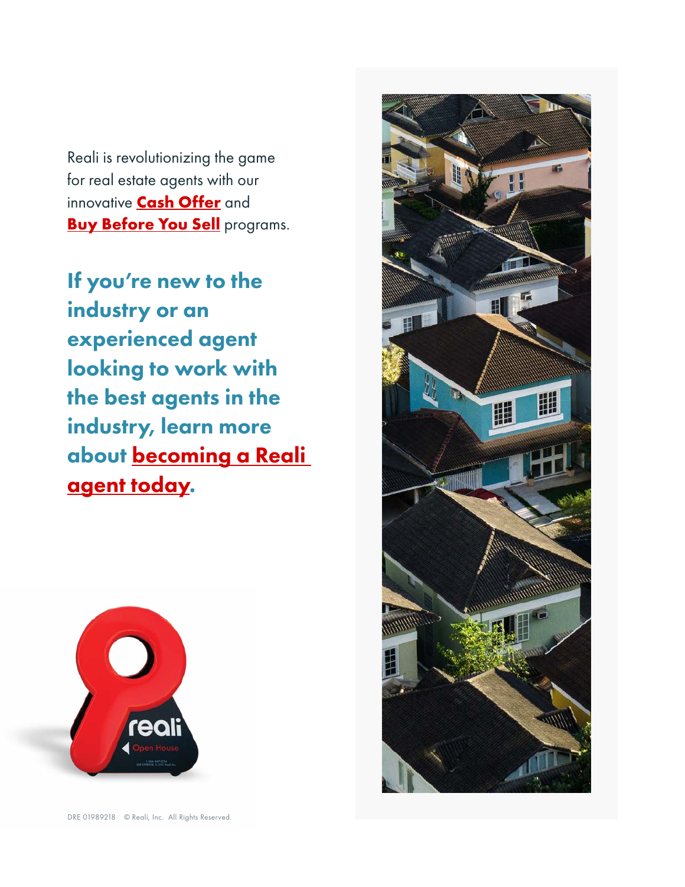Reali is revolutionizing the game for real estate agents with our innovative **Cash Offer** and **Buy Before You Sell** programs.

## If you're new to the industry or an experienced agent looking to work with the best agents in the industry, learn more about becoming a Reali agent today.

DRE 01989218 © Reali, Inc. All Rights Reserved.